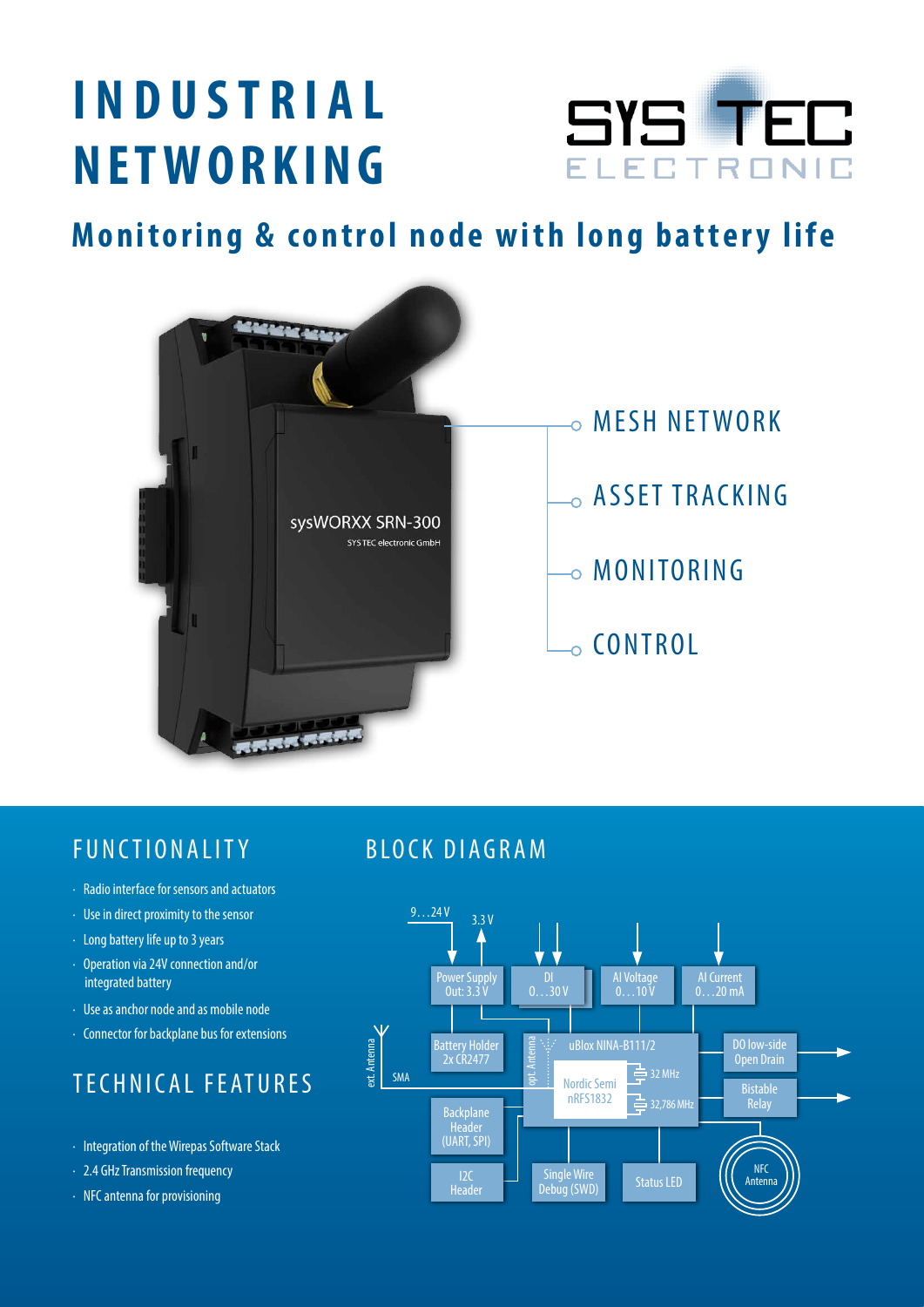# INDUSTRIAL NETWORKING

SYS TEC ELECTRONIC

## Monitoring & control node with long battery life

sysWORXX SRN-300
SYS TEC electronic GmbH

- MESH NETWORK
- ASSET TRACKING
- MONITORING
- CONTROL

## FUNCTIONALITY

- Radio interface for sensors and actuators
- Use in direct proximity to the sensor
- Long battery life up to 3 years
- Operation via 24V connection and/or integrated battery
- Use as anchor node and as mobile node
- Connector for backplane bus for extensions

## TECHNICAL FEATURES

- Integration of the Wirepas Software Stack
- 2.4 GHz Transmission frequency
- NFC antenna for provisioning

## BLOCK DIAGRAM

9…24 V · 3.3 V · Power Supply Out: 3.3 V · DI 0…30 V · AI Voltage 0…10 V · AI Current 0…20 mA · ext. Antenna · SMA · Battery Holder 2x CR2477 · opt. Antenna · uBlox NINA-B111/2 · Nordic Semi nRF51832 · 32 MHz · 32,786 MHz · DO low-side Open Drain · Bistable Relay · Backplane Header (UART, SPI) · I2C Header · Single Wire Debug (SWD) · Status LED · NFC Antenna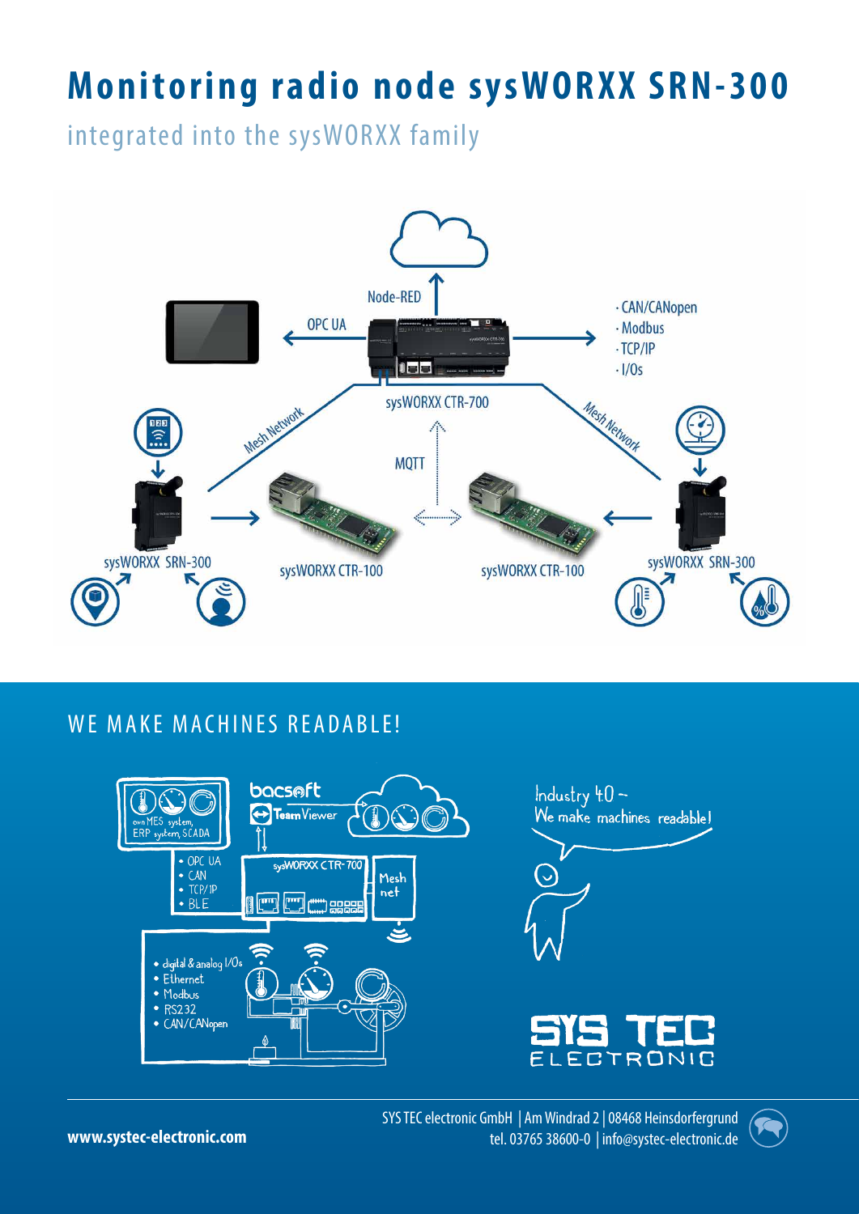# Monitoring radio node sysWORXX SRN-300

integrated into the sysWORXX family

Node-RED

OPC UA

- CAN/CANopen
- Modbus
- TCP/IP
- I/Os

sysWORXX CTR-700

Mesh Network

Mesh Network

MQTT

sysWORXX SRN-300

sysWORXX CTR-100

sysWORXX CTR-100

sysWORXX SRN-300

## WE MAKE MACHINES READABLE!

own MES system, ERP system, SCADA

bacsoft

TeamViewer

- OPC UA
- CAN
- TCP/IP
- BLE

sysWORXX CTR-700

Mesh net

- digital & analog I/Os
- Ethernet
- Modbus
- RS232
- CAN/CANopen

Industry 4.0 –
We make machines readable!

SYS TEC ELECTRONIC

**www.systec-electronic.com**

SYS TEC electronic GmbH | Am Windrad 2 | 08468 Heinsdorfergrund
tel. 03765 38600-0 | info@systec-electronic.de